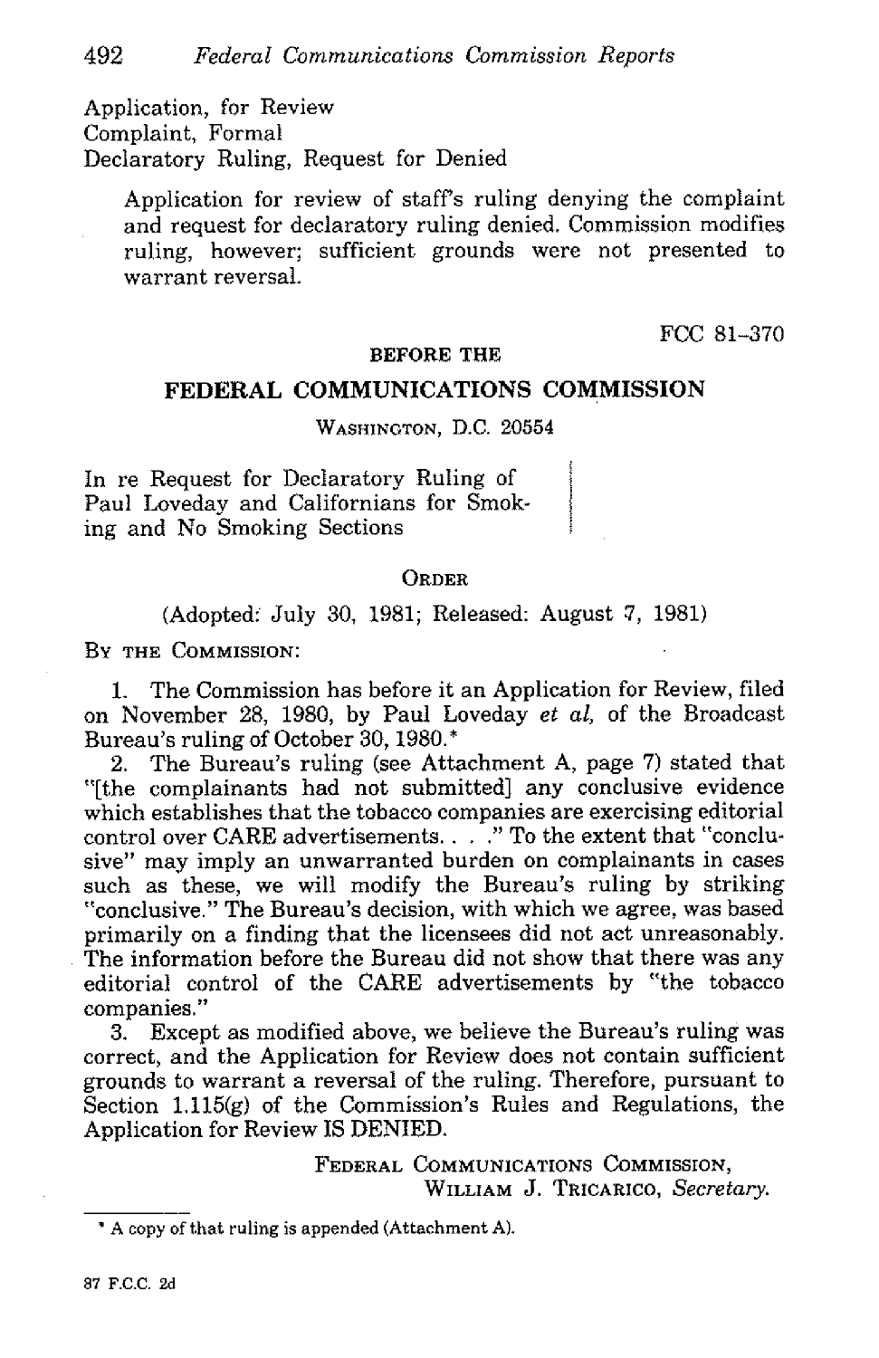Application, for Review
Complaint, Formal
Declaratory Ruling, Request for Denied

> Application for review of staff's ruling denying the complaint and request for declaratory ruling denied. Commission modifies ruling, however; sufficient grounds were not presented to warrant reversal.

FCC 81-370

**BEFORE THE**

## FEDERAL COMMUNICATIONS COMMISSION

WASHINGTON, D.C. 20554

In re Request for Declaratory Ruling of Paul Loveday and Californians for Smoking and No Smoking Sections

### ORDER

(Adopted: July 30, 1981; Released: August 7, 1981)

BY THE COMMISSION:

1. The Commission has before it an Application for Review, filed on November 28, 1980, by Paul Loveday *et al*, of the Broadcast Bureau's ruling of October 30, 1980.*

2. The Bureau's ruling (see Attachment A, page 7) stated that "[the complainants had not submitted] any conclusive evidence which establishes that the tobacco companies are exercising editorial control over CARE advertisements. . . ." To the extent that "conclusive" may imply an unwarranted burden on complainants in cases such as these, we will modify the Bureau's ruling by striking "conclusive." The Bureau's decision, with which we agree, was based primarily on a finding that the licensees did not act unreasonably. The information before the Bureau did not show that there was any editorial control of the CARE advertisements by "the tobacco companies."

3. Except as modified above, we believe the Bureau's ruling was correct, and the Application for Review does not contain sufficient grounds to warrant a reversal of the ruling. Therefore, pursuant to Section 1.115(g) of the Commission's Rules and Regulations, the Application for Review IS DENIED.

FEDERAL COMMUNICATIONS COMMISSION,
WILLIAM J. TRICARICO, *Secretary.*

---

* A copy of that ruling is appended (Attachment A).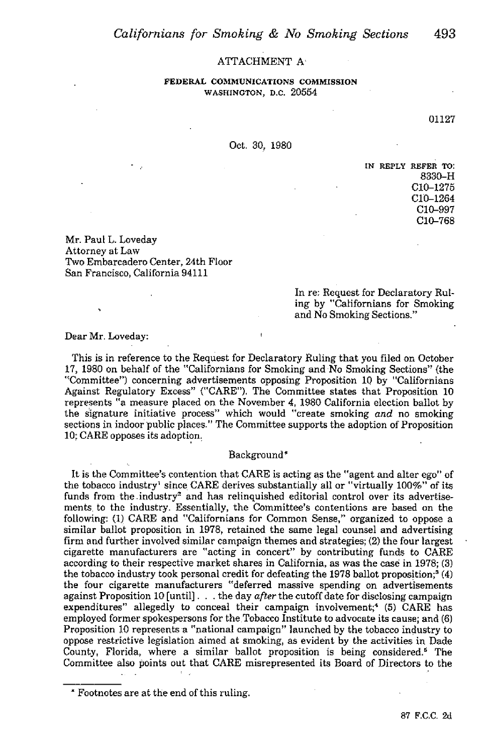ATTACHMENT A

**FEDERAL COMMUNICATIONS COMMISSION**
WASHINGTON, D.C. 20554

01127

Oct. 30, 1980

IN REPLY REFER TO:
8330–H
C10–1275
C10–1264
C10–997
C10–768

Mr. Paul L. Loveday
Attorney at Law
Two Embarcadero Center, 24th Floor
San Francisco, California 94111

In re: Request for Declaratory Ruling by "Californians for Smoking and No Smoking Sections."

Dear Mr. Loveday:

This is in reference to the Request for Declaratory Ruling that you filed on October 17, 1980 on behalf of the "Californians for Smoking and No Smoking Sections" (the "Committee") concerning advertisements opposing Proposition 10 by "Californians Against Regulatory Excess" ("CARE"). The Committee states that Proposition 10 represents "a measure placed on the November 4, 1980 California election ballot by the signature initiative process" which would "create smoking *and* no smoking sections in indoor public places." The Committee supports the adoption of Proposition 10; CARE opposes its adoption.

## Background*

It is the Committee's contention that CARE is acting as the "agent and alter ego" of the tobacco industry[1] since CARE derives substantially all or "virtually 100%" of its funds from the industry[2] and has relinquished editorial control over its advertisements to the industry. Essentially, the Committee's contentions are based on the following: (1) CARE and "Californians for Common Sense," organized to oppose a similar ballot proposition in 1978, retained the same legal counsel and advertising firm and further involved similar campaign themes and strategies; (2) the four largest cigarette manufacturers are "acting in concert" by contributing funds to CARE according to their respective market shares in California, as was the case in 1978; (3) the tobacco industry took personal credit for defeating the 1978 ballot proposition;[3] (4) the four cigarette manufacturers "deferred massive spending on advertisements against Proposition 10 [until] . . . the day *after* the cutoff date for disclosing campaign expenditures" allegedly to conceal their campaign involvement;[4] (5) CARE has employed former spokespersons for the Tobacco Institute to advocate its cause; and (6) Proposition 10 represents a "national campaign" launched by the tobacco industry to oppose restrictive legislation aimed at smoking, as evident by the activities in Dade County, Florida, where a similar ballot proposition is being considered.[5] The Committee also points out that CARE misrepresented its Board of Directors to the

---

* Footnotes are at the end of this ruling.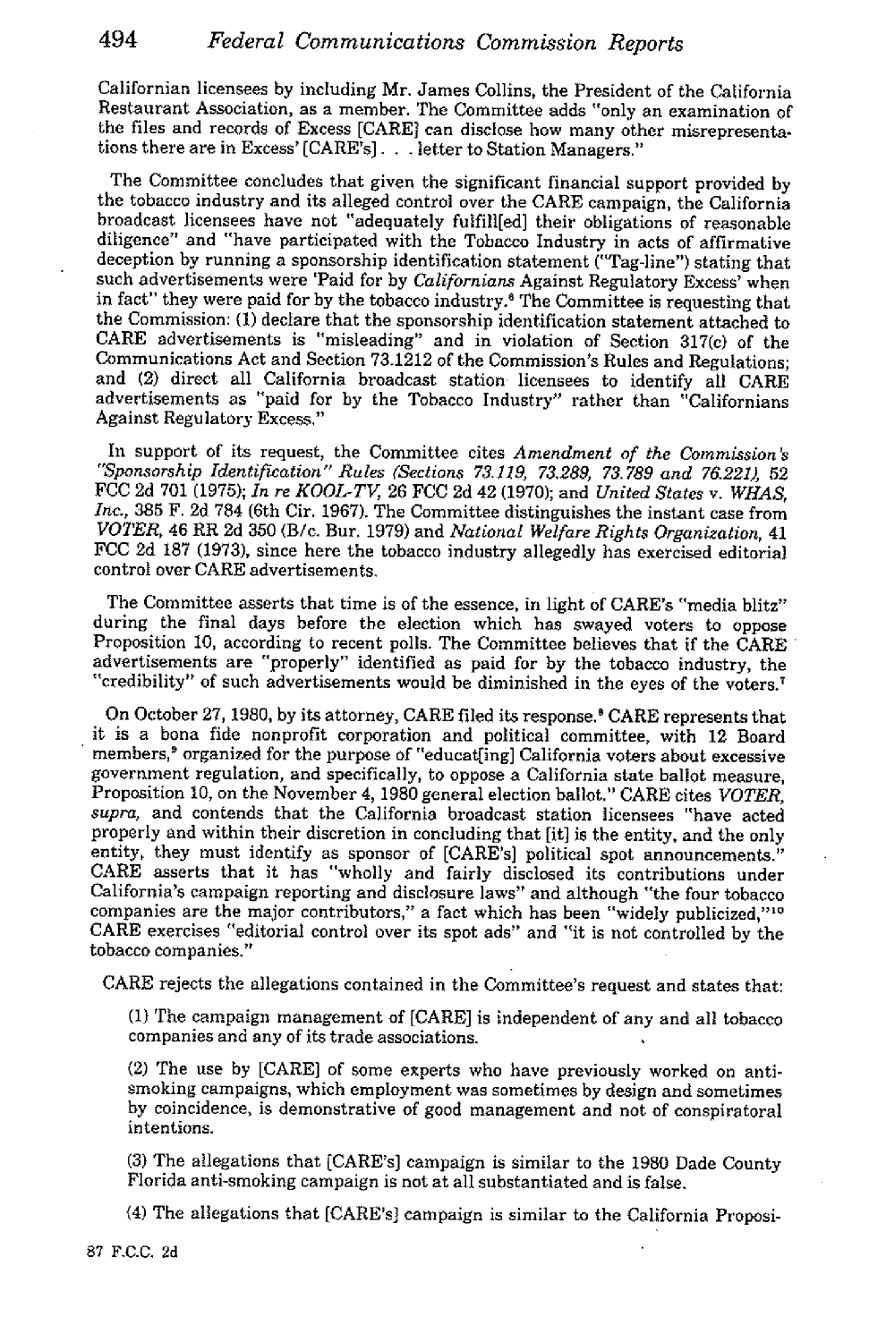Californian licensees by including Mr. James Collins, the President of the California Restaurant Association, as a member. The Committee adds "only an examination of the files and records of Excess [CARE] can disclose how many other misrepresentations there are in Excess' [CARE's] . . . letter to Station Managers."

The Committee concludes that given the significant financial support provided by the tobacco industry and its alleged control over the CARE campaign, the California broadcast licensees have not "adequately fulfill[ed] their obligations of reasonable diligence" and "have participated with the Tobacco Industry in acts of affirmative deception by running a sponsorship identification statement ("Tag-line") stating that such advertisements were 'Paid for by *Californians* Against Regulatory Excess' when in fact" they were paid for by the tobacco industry.[6] The Committee is requesting that the Commission: (1) declare that the sponsorship identification statement attached to CARE advertisements is "misleading" and in violation of Section 317(c) of the Communications Act and Section 73.1212 of the Commission's Rules and Regulations; and (2) direct all California broadcast station licensees to identify all CARE advertisements as "paid for by the Tobacco Industry" rather than "Californians Against Regulatory Excess."

In support of its request, the Committee cites *Amendment of the Commission's "Sponsorship Identification" Rules (Sections 73.119, 73.289, 73.789 and 76.221)*, 52 FCC 2d 701 (1975); *In re KOOL-TV*, 26 FCC 2d 42 (1970); and *United States* v. *WHAS, Inc.*, 385 F. 2d 784 (6th Cir. 1967). The Committee distinguishes the instant case from *VOTER*, 46 RR 2d 350 (B/c. Bur. 1979) and *National Welfare Rights Organization*, 41 FCC 2d 187 (1973), since here the tobacco industry allegedly has exercised editorial control over CARE advertisements.

The Committee asserts that time is of the essence, in light of CARE's "media blitz" during the final days before the election which has swayed voters to oppose Proposition 10, according to recent polls. The Committee believes that if the CARE advertisements are "properly" identified as paid for by the tobacco industry, the "credibility" of such advertisements would be diminished in the eyes of the voters.[7]

On October 27, 1980, by its attorney, CARE filed its response.[8] CARE represents that it is a bona fide nonprofit corporation and political committee, with 12 Board members,[9] organized for the purpose of "educat[ing] California voters about excessive government regulation, and specifically, to oppose a California state ballot measure, Proposition 10, on the November 4, 1980 general election ballot." CARE cites *VOTER, supra*, and contends that the California broadcast station licensees "have acted properly and within their discretion in concluding that [it] is the entity, and the only entity, they must identify as sponsor of [CARE's] political spot announcements." CARE asserts that it has "wholly and fairly disclosed its contributions under California's campaign reporting and disclosure laws" and although "the four tobacco companies are the major contributors," a fact which has been "widely publicized,"[10] CARE exercises "editorial control over its spot ads" and "it is not controlled by the tobacco companies."

CARE rejects the allegations contained in the Committee's request and states that:

(1) The campaign management of [CARE] is independent of any and all tobacco companies and any of its trade associations.

(2) The use by [CARE] of some experts who have previously worked on anti-smoking campaigns, which employment was sometimes by design and sometimes by coincidence, is demonstrative of good management and not of conspiratoral intentions.

(3) The allegations that [CARE's] campaign is similar to the 1980 Dade County Florida anti-smoking campaign is not at all substantiated and is false.

(4) The allegations that [CARE's] campaign is similar to the California Proposi-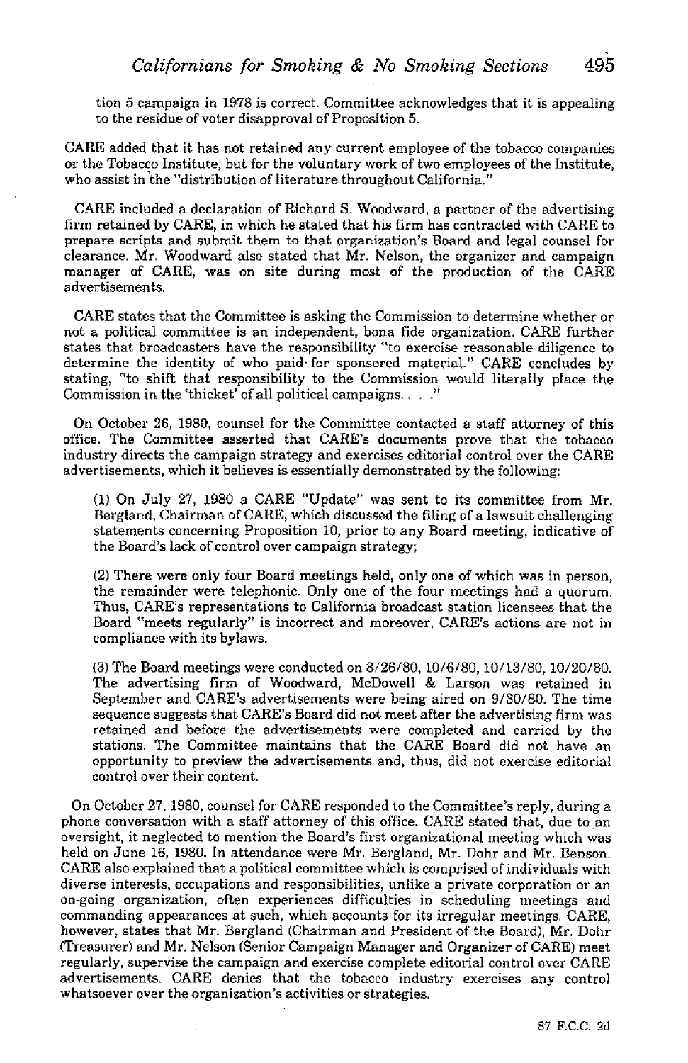tion 5 campaign in 1978 is correct. Committee acknowledges that it is appealing to the residue of voter disapproval of Proposition 5.

CARE added that it has not retained any current employee of the tobacco companies or the Tobacco Institute, but for the voluntary work of two employees of the Institute, who assist in the "distribution of literature throughout California."

CARE included a declaration of Richard S. Woodward, a partner of the advertising firm retained by CARE, in which he stated that his firm has contracted with CARE to prepare scripts and submit them to that organization's Board and legal counsel for clearance. Mr. Woodward also stated that Mr. Nelson, the organizer and campaign manager of CARE, was on site during most of the production of the CARE advertisements.

CARE states that the Committee is asking the Commission to determine whether or not a political committee is an independent, bona fide organization. CARE further states that broadcasters have the responsibility "to exercise reasonable diligence to determine the identity of who paid for sponsored material." CARE concludes by stating, "to shift that responsibility to the Commission would literally place the Commission in the 'thicket' of all political campaigns. . . ."

On October 26, 1980, counsel for the Committee contacted a staff attorney of this office. The Committee asserted that CARE's documents prove that the tobacco industry directs the campaign strategy and exercises editorial control over the CARE advertisements, which it believes is essentially demonstrated by the following:

(1) On July 27, 1980 a CARE "Update" was sent to its committee from Mr. Bergland, Chairman of CARE, which discussed the filing of a lawsuit challenging statements concerning Proposition 10, prior to any Board meeting, indicative of the Board's lack of control over campaign strategy;

(2) There were only four Board meetings held, only one of which was in person, the remainder were telephonic. Only one of the four meetings had a quorum. Thus, CARE's representations to California broadcast station licensees that the Board "meets regularly" is incorrect and moreover, CARE's actions are not in compliance with its bylaws.

(3) The Board meetings were conducted on 8/26/80, 10/6/80, 10/13/80, 10/20/80. The advertising firm of Woodward, McDowell & Larson was retained in September and CARE's advertisements were being aired on 9/30/80. The time sequence suggests that CARE's Board did not meet after the advertising firm was retained and before the advertisements were completed and carried by the stations. The Committee maintains that the CARE Board did not have an opportunity to preview the advertisements and, thus, did not exercise editorial control over their content.

On October 27, 1980, counsel for CARE responded to the Committee's reply, during a phone conversation with a staff attorney of this office. CARE stated that, due to an oversight, it neglected to mention the Board's first organizational meeting which was held on June 16, 1980. In attendance were Mr. Bergland, Mr. Dohr and Mr. Benson. CARE also explained that a political committee which is comprised of individuals with diverse interests, occupations and responsibilities, unlike a private corporation or an on-going organization, often experiences difficulties in scheduling meetings and commanding appearances at such, which accounts for its irregular meetings. CARE, however, states that Mr. Bergland (Chairman and President of the Board), Mr. Dohr (Treasurer) and Mr. Nelson (Senior Campaign Manager and Organizer of CARE) meet regularly, supervise the campaign and exercise complete editorial control over CARE advertisements. CARE denies that the tobacco industry exercises any control whatsoever over the organization's activities or strategies.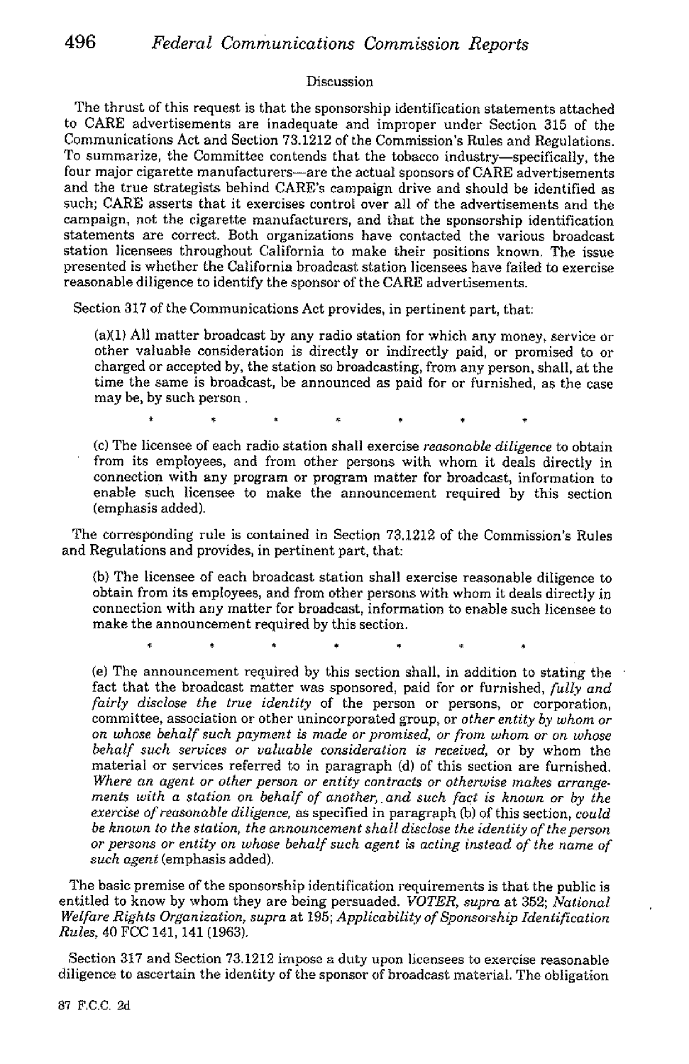### Discussion

The thrust of this request is that the sponsorship identification statements attached to CARE advertisements are inadequate and improper under Section 315 of the Communications Act and Section 73.1212 of the Commission's Rules and Regulations. To summarize, the Committee contends that the tobacco industry—specifically, the four major cigarette manufacturers—are the actual sponsors of CARE advertisements and the true strategists behind CARE's campaign drive and should be identified as such; CARE asserts that it exercises control over all of the advertisements and the campaign, not the cigarette manufacturers, and that the sponsorship identification statements are correct. Both organizations have contacted the various broadcast station licensees throughout California to make their positions known. The issue presented is whether the California broadcast station licensees have failed to exercise reasonable diligence to identify the sponsor of the CARE advertisements.

Section 317 of the Communications Act provides, in pertinent part, that:

> (a)(1) All matter broadcast by any radio station for which any money, service or other valuable consideration is directly or indirectly paid, or promised to or charged or accepted by, the station so broadcasting, from any person, shall, at the time the same is broadcast, be announced as paid for or furnished, as the case may be, by such person .
>
> \* \* \* \* \* \* \*
>
> (c) The licensee of each radio station shall exercise *reasonable diligence* to obtain from its employees, and from other persons with whom it deals directly in connection with any program or program matter for broadcast, information to enable such licensee to make the announcement required by this section (emphasis added).

The corresponding rule is contained in Section 73.1212 of the Commission's Rules and Regulations and provides, in pertinent part, that:

> (b) The licensee of each broadcast station shall exercise reasonable diligence to obtain from its employees, and from other persons with whom it deals directly in connection with any matter for broadcast, information to enable such licensee to make the announcement required by this section.
>
> \* \* \* \* \* \* \*
>
> (e) The announcement required by this section shall, in addition to stating the fact that the broadcast matter was sponsored, paid for or furnished, *fully and fairly disclose the true identity* of the person or persons, or corporation, committee, association or other unincorporated group, or *other entity by whom or on whose behalf such payment is made or promised, or from whom or on whose behalf such services or valuable consideration is received,* or by whom the material or services referred to in paragraph (d) of this section are furnished. *Where an agent or other person or entity contracts or otherwise makes arrangements with a station on behalf of another, and such fact is known or by the exercise of reasonable diligence,* as specified in paragraph (b) of this section, *could be known to the station, the announcement shall disclose the identity of the person or persons or entity on whose behalf such agent is acting instead of the name of such agent* (emphasis added).

The basic premise of the sponsorship identification requirements is that the public is entitled to know by whom they are being persuaded. *VOTER, supra* at 352; *National Welfare Rights Organization, supra* at 195; *Applicability of Sponsorship Identification Rules,* 40 FCC 141, 141 (1963).

Section 317 and Section 73.1212 impose a duty upon licensees to exercise reasonable diligence to ascertain the identity of the sponsor of broadcast material. The obligation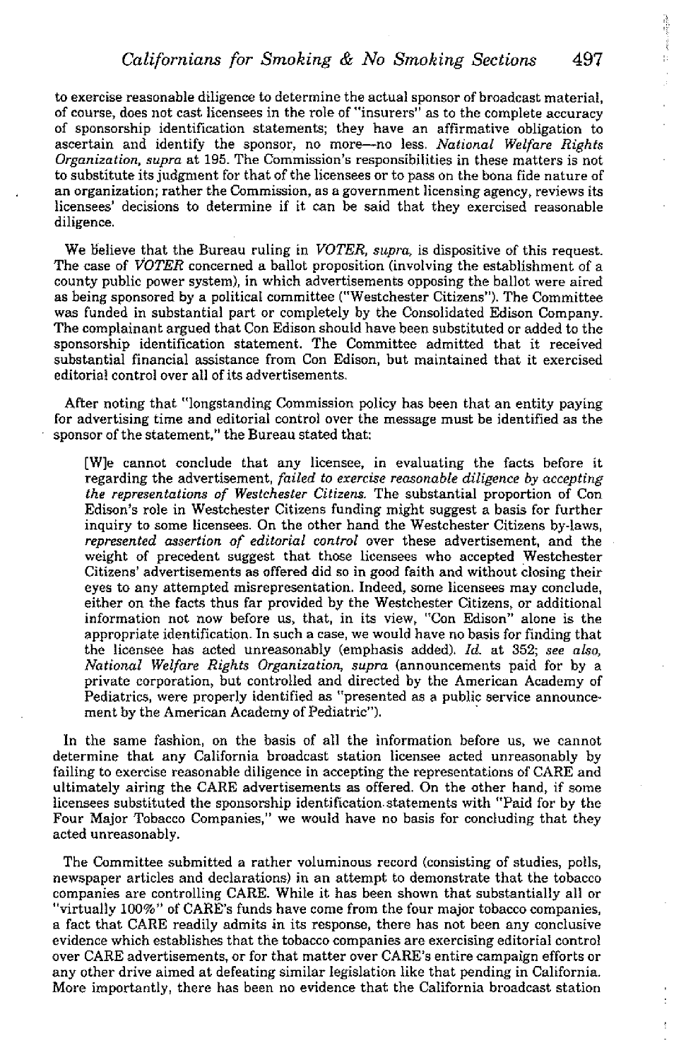to exercise reasonable diligence to determine the actual sponsor of broadcast material, of course, does not cast licensees in the role of "insurers" as to the complete accuracy of sponsorship identification statements; they have an affirmative obligation to ascertain and identify the sponsor, no more—no less. *National Welfare Rights Organization, supra* at 195. The Commission's responsibilities in these matters is not to substitute its judgment for that of the licensees or to pass on the bona fide nature of an organization; rather the Commission, as a government licensing agency, reviews its licensees' decisions to determine if it can be said that they exercised reasonable diligence.

We believe that the Bureau ruling in *VOTER, supra,* is dispositive of this request. The case of *VOTER* concerned a ballot proposition (involving the establishment of a county public power system), in which advertisements opposing the ballot were aired as being sponsored by a political committee ("Westchester Citizens"). The Committee was funded in substantial part or completely by the Consolidated Edison Company. The complainant argued that Con Edison should have been substituted or added to the sponsorship identification statement. The Committee admitted that it received substantial financial assistance from Con Edison, but maintained that it exercised editorial control over all of its advertisements.

After noting that "longstanding Commission policy has been that an entity paying for advertising time and editorial control over the message must be identified as the sponsor of the statement," the Bureau stated that:

> [W]e cannot conclude that any licensee, in evaluating the facts before it regarding the advertisement, *failed to exercise reasonable diligence by accepting the representations of Westchester Citizens.* The substantial proportion of Con Edison's role in Westchester Citizens funding might suggest a basis for further inquiry to some licensees. On the other hand the Westchester Citizens by-laws, *represented assertion of editorial control* over these advertisement, and the weight of precedent suggest that those licensees who accepted Westchester Citizens' advertisements as offered did so in good faith and without closing their eyes to any attempted misrepresentation. Indeed, some licensees may conclude, either on the facts thus far provided by the Westchester Citizens, or additional information not now before us, that, in its view, "Con Edison" alone is the appropriate identification. In such a case, we would have no basis for finding that the licensee has acted unreasonably (emphasis added). *Id.* at 352; *see also, National Welfare Rights Organization, supra* (announcements paid for by a private corporation, but controlled and directed by the American Academy of Pediatrics, were properly identified as "presented as a public service announcement by the American Academy of Pediatric").

In the same fashion, on the basis of all the information before us, we cannot determine that any California broadcast station licensee acted unreasonably by failing to exercise reasonable diligence in accepting the representations of CARE and ultimately airing the CARE advertisements as offered. On the other hand, if some licensees substituted the sponsorship identification statements with "Paid for by the Four Major Tobacco Companies," we would have no basis for concluding that they acted unreasonably.

The Committee submitted a rather voluminous record (consisting of studies, polls, newspaper articles and declarations) in an attempt to demonstrate that the tobacco companies are controlling CARE. While it has been shown that substantially all or "virtually 100%" of CARE's funds have come from the four major tobacco companies, a fact that CARE readily admits in its response, there has not been any conclusive evidence which establishes that the tobacco companies are exercising editorial control over CARE advertisements, or for that matter over CARE's entire campaign efforts or any other drive aimed at defeating similar legislation like that pending in California. More importantly, there has been no evidence that the California broadcast station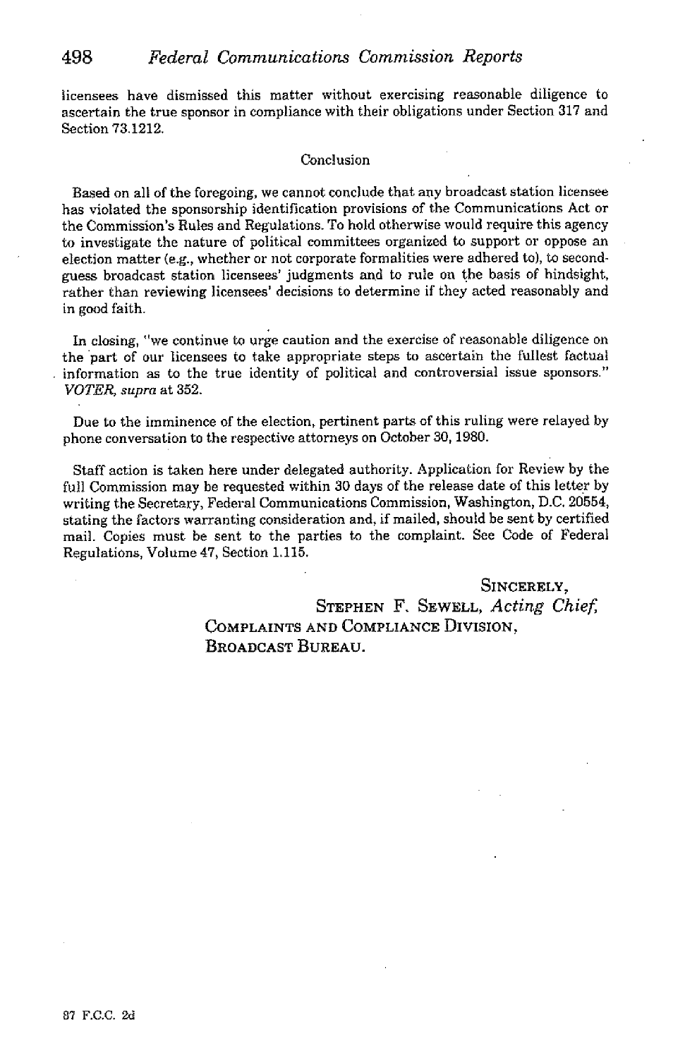licensees have dismissed this matter without exercising reasonable diligence to ascertain the true sponsor in compliance with their obligations under Section 317 and Section 73.1212.

## Conclusion

Based on all of the foregoing, we cannot conclude that any broadcast station licensee has violated the sponsorship identification provisions of the Communications Act or the Commission's Rules and Regulations. To hold otherwise would require this agency to investigate the nature of political committees organized to support or oppose an election matter (*e.g.*, whether or not corporate formalities were adhered to), to second-guess broadcast station licensees' judgments and to rule on the basis of hindsight, rather than reviewing licensees' decisions to determine if they acted reasonably and in good faith.

In closing, "we continue to urge caution and the exercise of reasonable diligence on the part of our licensees to take appropriate steps to ascertain the fullest factual information as to the true identity of political and controversial issue sponsors." *VOTER, supra* at 352.

Due to the imminence of the election, pertinent parts of this ruling were relayed by phone conversation to the respective attorneys on October 30, 1980.

Staff action is taken here under delegated authority. Application for Review by the full Commission may be requested within 30 days of the release date of this letter by writing the Secretary, Federal Communications Commission, Washington, D.C. 20554, stating the factors warranting consideration and, if mailed, should be sent by certified mail. Copies must be sent to the parties to the complaint. See Code of Federal Regulations, Volume 47, Section 1.115.

SINCERELY,
STEPHEN F. SEWELL, *Acting Chief*,
COMPLAINTS AND COMPLIANCE DIVISION,
BROADCAST BUREAU.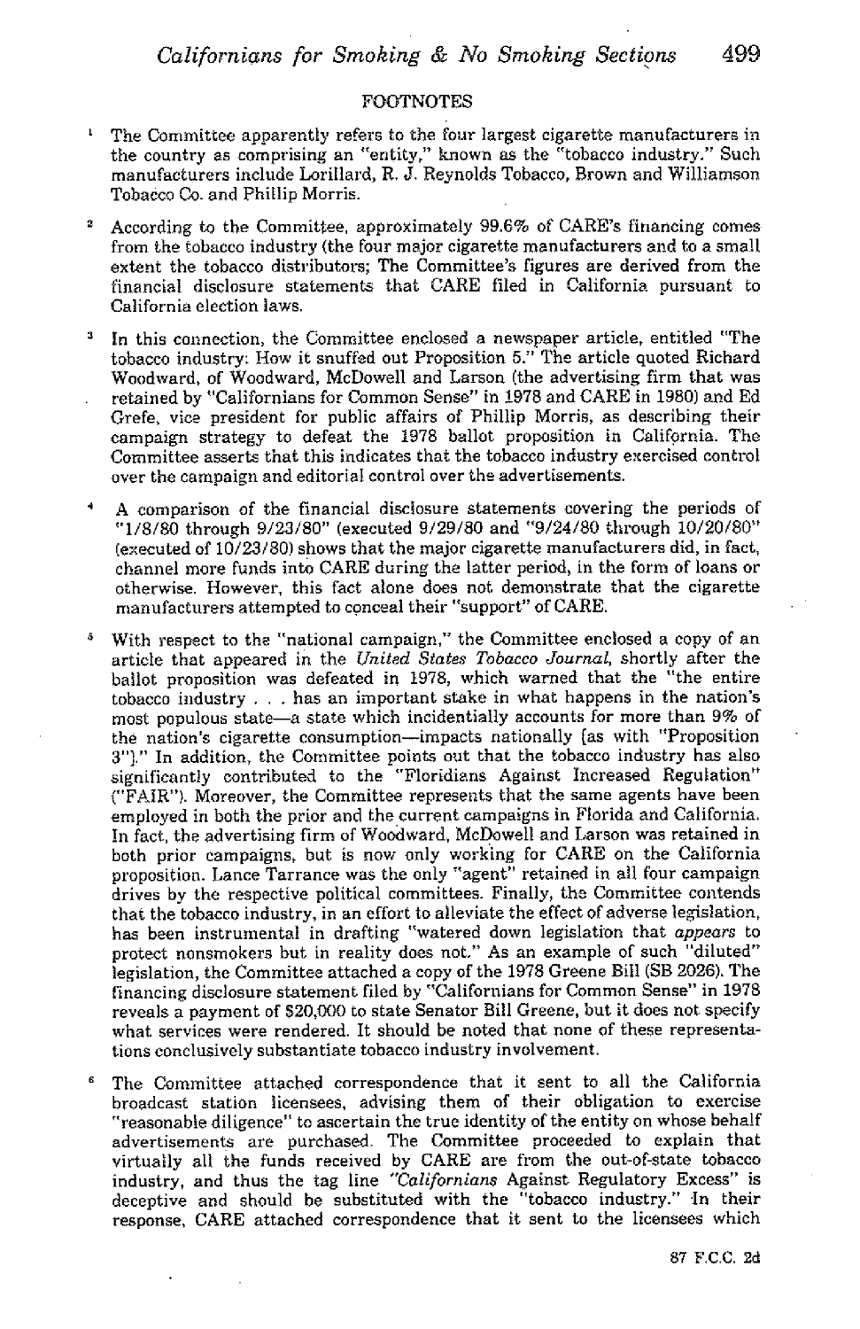## FOOTNOTES

1. The Committee apparently refers to the four largest cigarette manufacturers in the country as comprising an "entity," known as the "tobacco industry." Such manufacturers include Lorillard, R. J. Reynolds Tobacco, Brown and Williamson Tobacco Co. and Phillip Morris.

2. According to the Committee, approximately 99.6% of CARE's financing comes from the tobacco industry (the four major cigarette manufacturers and to a small extent the tobacco distributors; The Committee's figures are derived from the financial disclosure statements that CARE filed in California pursuant to California election laws.

3. In this connection, the Committee enclosed a newspaper article, entitled "The tobacco industry: How it snuffed out Proposition 5." The article quoted Richard Woodward, of Woodward, McDowell and Larson (the advertising firm that was retained by "Californians for Common Sense" in 1978 and CARE in 1980) and Ed Grefe, vice president for public affairs of Phillip Morris, as describing their campaign strategy to defeat the 1978 ballot proposition in California. The Committee asserts that this indicates that the tobacco industry exercised control over the campaign and editorial control over the advertisements.

4. A comparison of the financial disclosure statements covering the periods of "1/8/80 through 9/23/80" (executed 9/29/80 and "9/24/80 through 10/20/80" (executed of 10/23/80) shows that the major cigarette manufacturers did, in fact, channel more funds into CARE during the latter period, in the form of loans or otherwise. However, this fact alone does not demonstrate that the cigarette manufacturers attempted to conceal their "support" of CARE.

5. With respect to the "national campaign," the Committee enclosed a copy of an article that appeared in the *United States Tobacco Journal*, shortly after the ballot proposition was defeated in 1978, which warned that the "the entire tobacco industry . . . has an important stake in what happens in the nation's most populous state—a state which incidentially accounts for more than 9% of the nation's cigarette consumption—impacts nationally [as with "Proposition 3"]." In addition, the Committee points out that the tobacco industry has also significantly contributed to the "Floridians Against Increased Regulation" ("FAIR"). Moreover, the Committee represents that the same agents have been employed in both the prior and the current campaigns in Florida and California. In fact, the advertising firm of Woodward, McDowell and Larson was retained in both prior campaigns, but is now only working for CARE on the California proposition. Lance Tarrance was the only "agent" retained in all four campaign drives by the respective political committees. Finally, the Committee contends that the tobacco industry, in an effort to alleviate the effect of adverse legislation, has been instrumental in drafting "watered down legislation that *appears* to protect nonsmokers but in reality does not." As an example of such "diluted" legislation, the Committee attached a copy of the 1978 Greene Bill (SB 2026). The financing disclosure statement filed by "Californians for Common Sense" in 1978 reveals a payment of $20,000 to state Senator Bill Greene, but it does not specify what services were rendered. It should be noted that none of these representations conclusively substantiate tobacco industry involvement.

6. The Committee attached correspondence that it sent to all the California broadcast station licensees, advising them of their obligation to exercise "reasonable diligence" to ascertain the true identity of the entity on whose behalf advertisements are purchased. The Committee proceeded to explain that virtually all the funds received by CARE are from the out-of-state tobacco industry, and thus the tag line *"Californians* Against Regulatory Excess" is deceptive and should be substituted with the "tobacco industry." In their response, CARE attached correspondence that it sent to the licensees which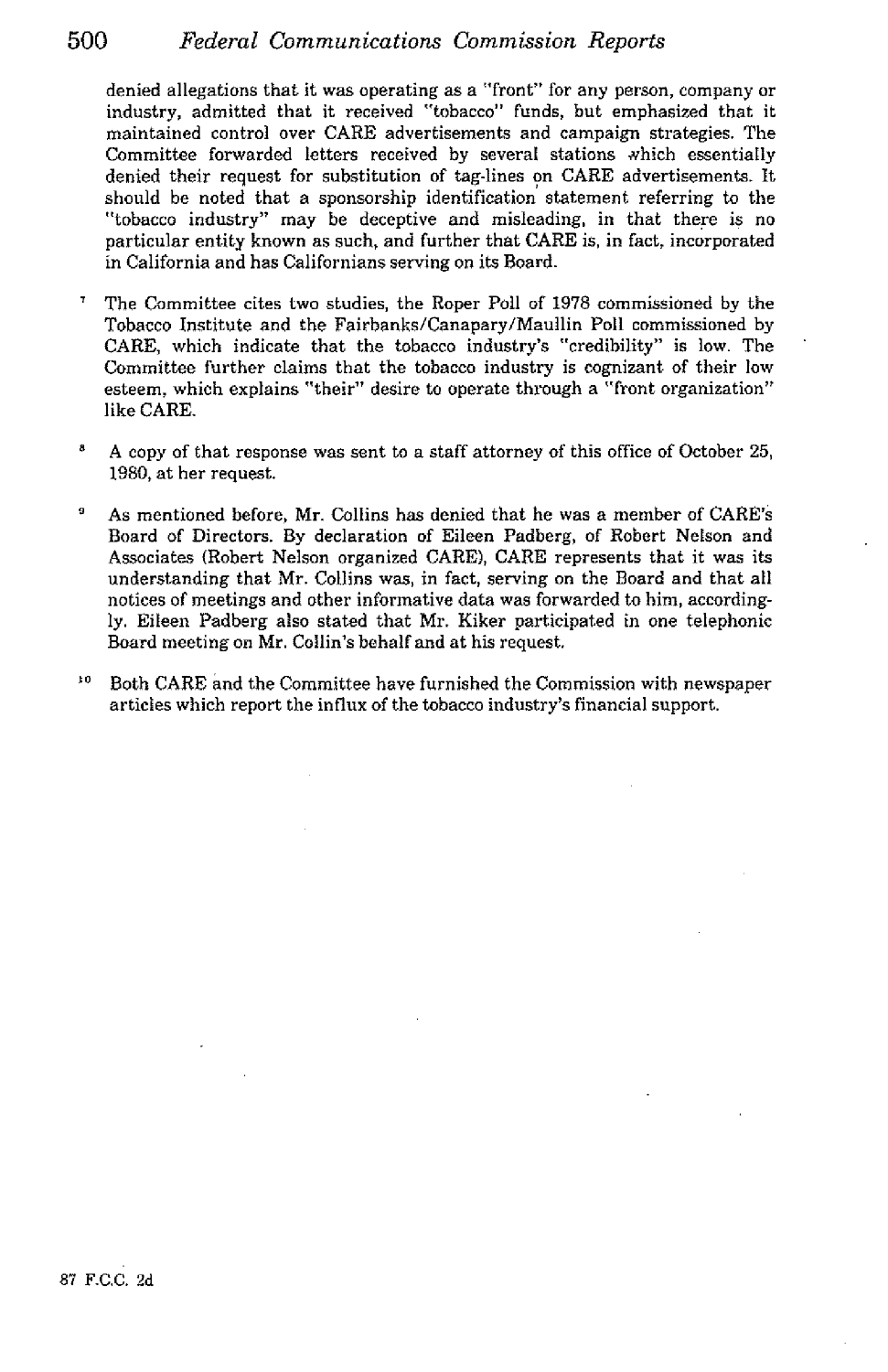denied allegations that it was operating as a "front" for any person, company or industry, admitted that it received "tobacco" funds, but emphasized that it maintained control over CARE advertisements and campaign strategies. The Committee forwarded letters received by several stations which essentially denied their request for substitution of tag-lines on CARE advertisements. It should be noted that a sponsorship identification statement referring to the "tobacco industry" may be deceptive and misleading, in that there is no particular entity known as such, and further that CARE is, in fact, incorporated in California and has Californians serving on its Board.

[7] The Committee cites two studies, the Roper Poll of 1978 commissioned by the Tobacco Institute and the Fairbanks/Canapary/Maullin Poll commissioned by CARE, which indicate that the tobacco industry's "credibility" is low. The Committee further claims that the tobacco industry is cognizant of their low esteem, which explains "their" desire to operate through a "front organization" like CARE.

[8] A copy of that response was sent to a staff attorney of this office of October 25, 1980, at her request.

[9] As mentioned before, Mr. Collins has denied that he was a member of CARE's Board of Directors. By declaration of Eileen Padberg, of Robert Nelson and Associates (Robert Nelson organized CARE), CARE represents that it was its understanding that Mr. Collins was, in fact, serving on the Board and that all notices of meetings and other informative data was forwarded to him, accordingly. Eileen Padberg also stated that Mr. Kiker participated in one telephonic Board meeting on Mr. Collin's behalf and at his request.

[10] Both CARE and the Committee have furnished the Commission with newspaper articles which report the influx of the tobacco industry's financial support.